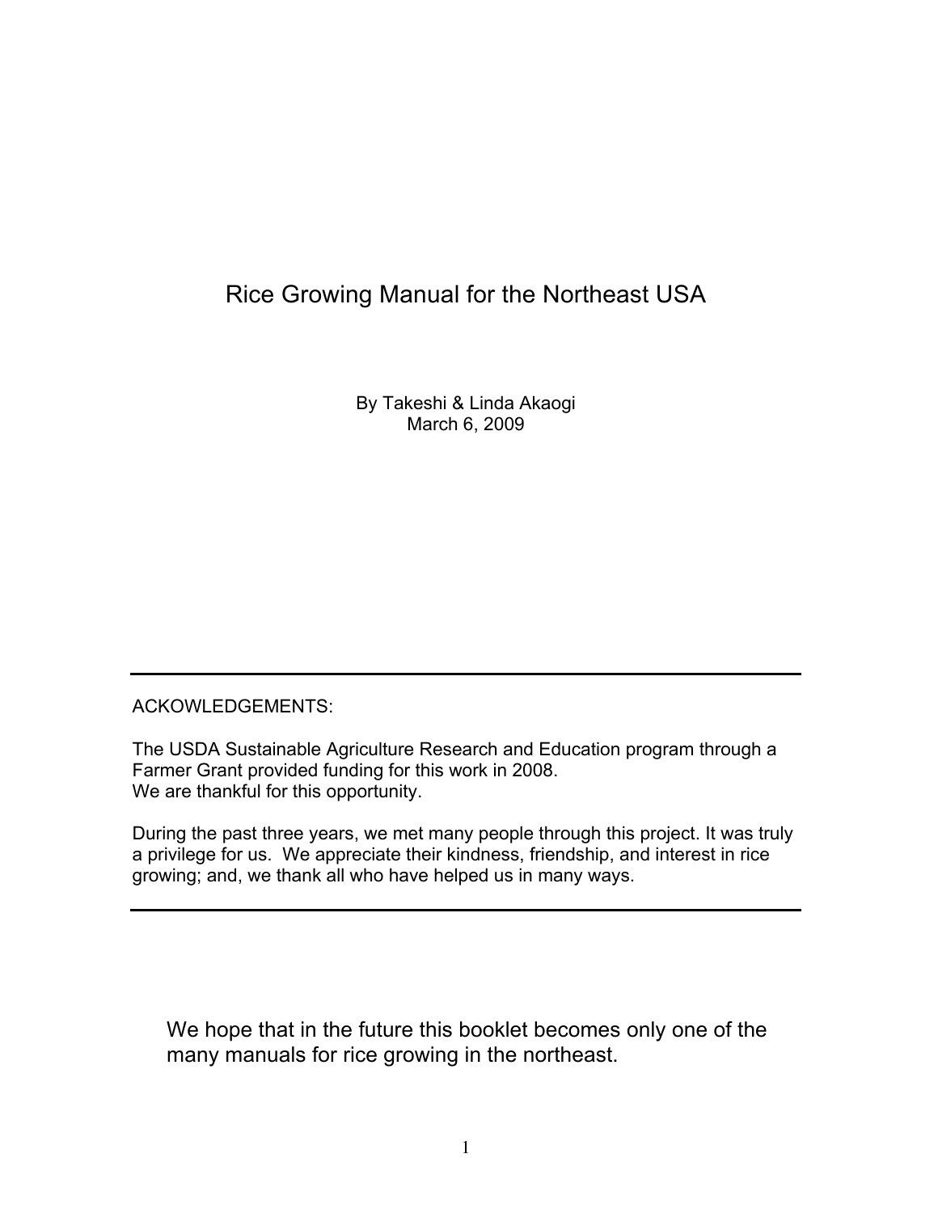# Rice Growing Manual for the Northeast USA

By Takeshi & Linda Akaogi
March 6, 2009

---

ACKOWLEDGEMENTS:

The USDA Sustainable Agriculture Research and Education program through a Farmer Grant provided funding for this work in 2008.
We are thankful for this opportunity.

During the past three years, we met many people through this project. It was truly a privilege for us. We appreciate their kindness, friendship, and interest in rice growing; and, we thank all who have helped us in many ways.

---

We hope that in the future this booklet becomes only one of the many manuals for rice growing in the northeast.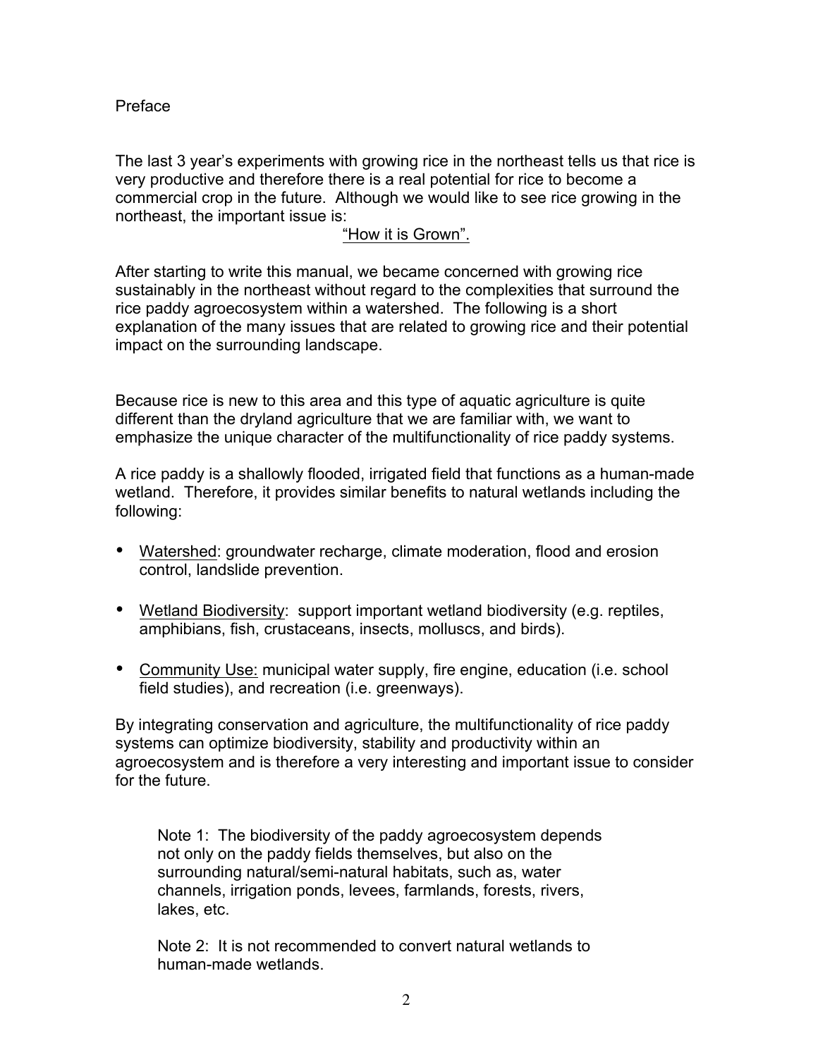# Preface

The last 3 year's experiments with growing rice in the northeast tells us that rice is very productive and therefore there is a real potential for rice to become a commercial crop in the future. Although we would like to see rice growing in the northeast, the important issue is:

"How it is Grown".

After starting to write this manual, we became concerned with growing rice sustainably in the northeast without regard to the complexities that surround the rice paddy agroecosystem within a watershed. The following is a short explanation of the many issues that are related to growing rice and their potential impact on the surrounding landscape.

Because rice is new to this area and this type of aquatic agriculture is quite different than the dryland agriculture that we are familiar with, we want to emphasize the unique character of the multifunctionality of rice paddy systems.

A rice paddy is a shallowly flooded, irrigated field that functions as a human-made wetland. Therefore, it provides similar benefits to natural wetlands including the following:

- Watershed: groundwater recharge, climate moderation, flood and erosion control, landslide prevention.
- Wetland Biodiversity: support important wetland biodiversity (e.g. reptiles, amphibians, fish, crustaceans, insects, molluscs, and birds).
- Community Use: municipal water supply, fire engine, education (i.e. school field studies), and recreation (i.e. greenways).

By integrating conservation and agriculture, the multifunctionality of rice paddy systems can optimize biodiversity, stability and productivity within an agroecosystem and is therefore a very interesting and important issue to consider for the future.

> Note 1: The biodiversity of the paddy agroecosystem depends not only on the paddy fields themselves, but also on the surrounding natural/semi-natural habitats, such as, water channels, irrigation ponds, levees, farmlands, forests, rivers, lakes, etc.
>
> Note 2: It is not recommended to convert natural wetlands to human-made wetlands.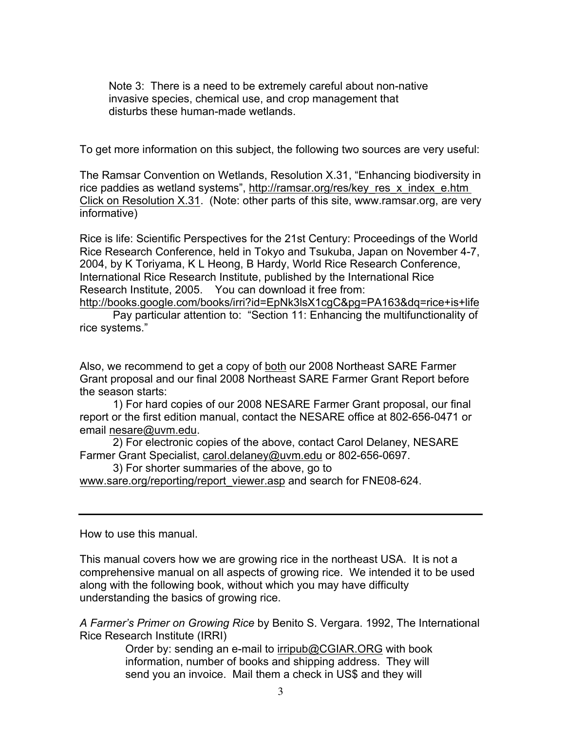Note 3: There is a need to be extremely careful about non-native invasive species, chemical use, and crop management that disturbs these human-made wetlands.

To get more information on this subject, the following two sources are very useful:

The Ramsar Convention on Wetlands, Resolution X.31, "Enhancing biodiversity in rice paddies as wetland systems", http://ramsar.org/res/key_res_x_index_e.htm Click on Resolution X.31. (Note: other parts of this site, www.ramsar.org, are very informative)

Rice is life: Scientific Perspectives for the 21st Century: Proceedings of the World Rice Research Conference, held in Tokyo and Tsukuba, Japan on November 4-7, 2004, by K Toriyama, K L Heong, B Hardy, World Rice Research Conference, International Rice Research Institute, published by the International Rice Research Institute, 2005. You can download it free from: http://books.google.com/books/irri?id=EpNk3lsX1cgC&pg=PA163&dq=rice+is+life

Pay particular attention to: "Section 11: Enhancing the multifunctionality of rice systems."

Also, we recommend to get a copy of both our 2008 Northeast SARE Farmer Grant proposal and our final 2008 Northeast SARE Farmer Grant Report before the season starts:

1) For hard copies of our 2008 NESARE Farmer Grant proposal, our final report or the first edition manual, contact the NESARE office at 802-656-0471 or email nesare@uvm.edu.

2) For electronic copies of the above, contact Carol Delaney, NESARE Farmer Grant Specialist, carol.delaney@uvm.edu or 802-656-0697.

3) For shorter summaries of the above, go to www.sare.org/reporting/report_viewer.asp and search for FNE08-624.

---

How to use this manual.

This manual covers how we are growing rice in the northeast USA. It is not a comprehensive manual on all aspects of growing rice. We intended it to be used along with the following book, without which you may have difficulty understanding the basics of growing rice.

*A Farmer's Primer on Growing Rice* by Benito S. Vergara. 1992, The International Rice Research Institute (IRRI)

Order by: sending an e-mail to irripub@CGIAR.ORG with book information, number of books and shipping address. They will send you an invoice. Mail them a check in US$ and they will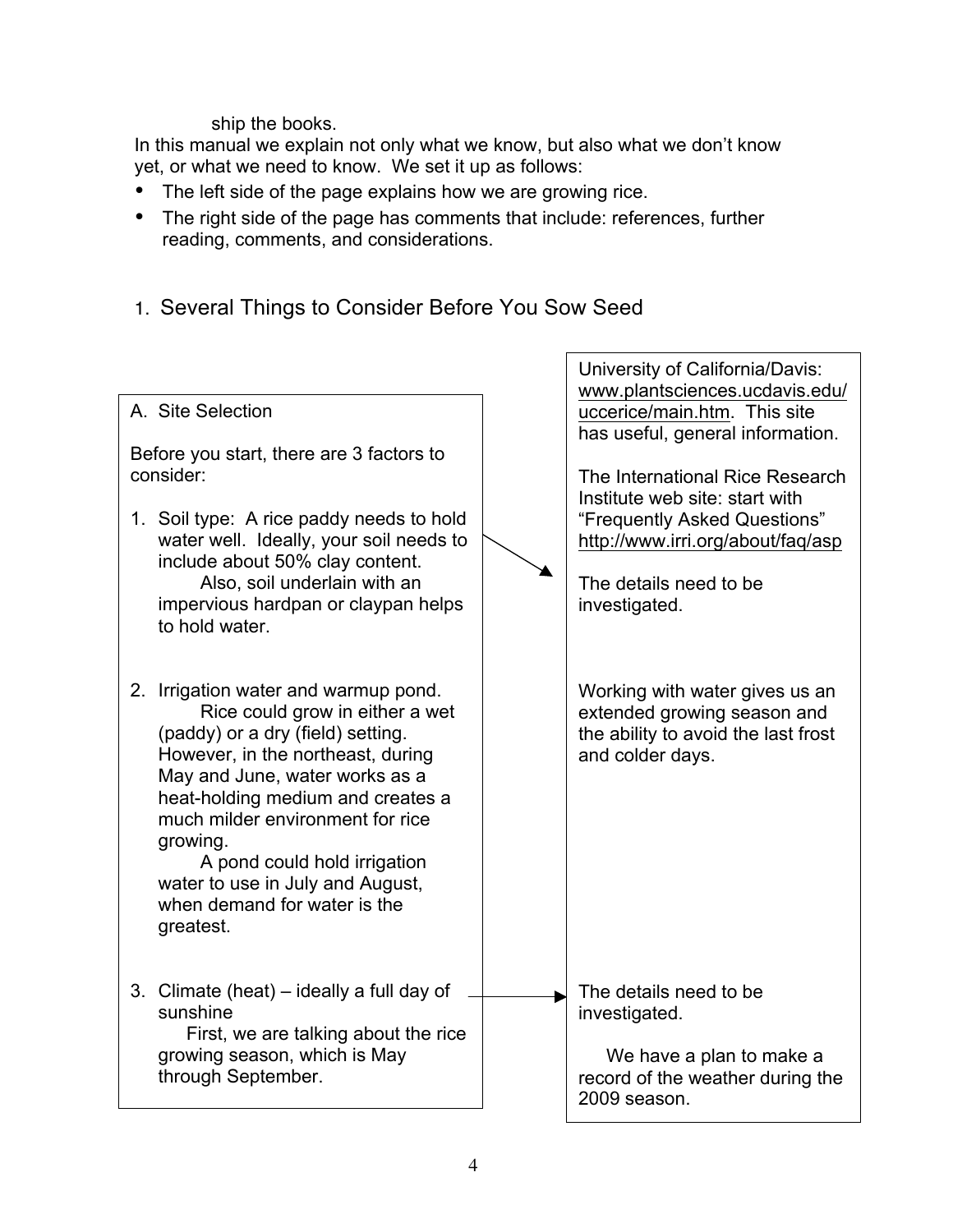ship the books.

In this manual we explain not only what we know, but also what we don't know yet, or what we need to know. We set it up as follows:

- The left side of the page explains how we are growing rice.
- The right side of the page has comments that include: references, further reading, comments, and considerations.

## 1. Several Things to Consider Before You Sow Seed

### A. Site Selection

Before you start, there are 3 factors to consider:

1. Soil type: A rice paddy needs to hold water well. Ideally, your soil needs to include about 50% clay content.
   Also, soil underlain with an impervious hardpan or claypan helps to hold water.

2. Irrigation water and warmup pond.
   Rice could grow in either a wet (paddy) or a dry (field) setting. However, in the northeast, during May and June, water works as a heat-holding medium and creates a much milder environment for rice growing.
   A pond could hold irrigation water to use in July and August, when demand for water is the greatest.

3. Climate (heat) – ideally a full day of sunshine
   First, we are talking about the rice growing season, which is May through September.

University of California/Davis: www.plantsciences.ucdavis.edu/uccerice/main.htm. This site has useful, general information.

The International Rice Research Institute web site: start with "Frequently Asked Questions" http://www.irri.org/about/faq/asp

The details need to be investigated.

Working with water gives us an extended growing season and the ability to avoid the last frost and colder days.

The details need to be investigated.

We have a plan to make a record of the weather during the 2009 season.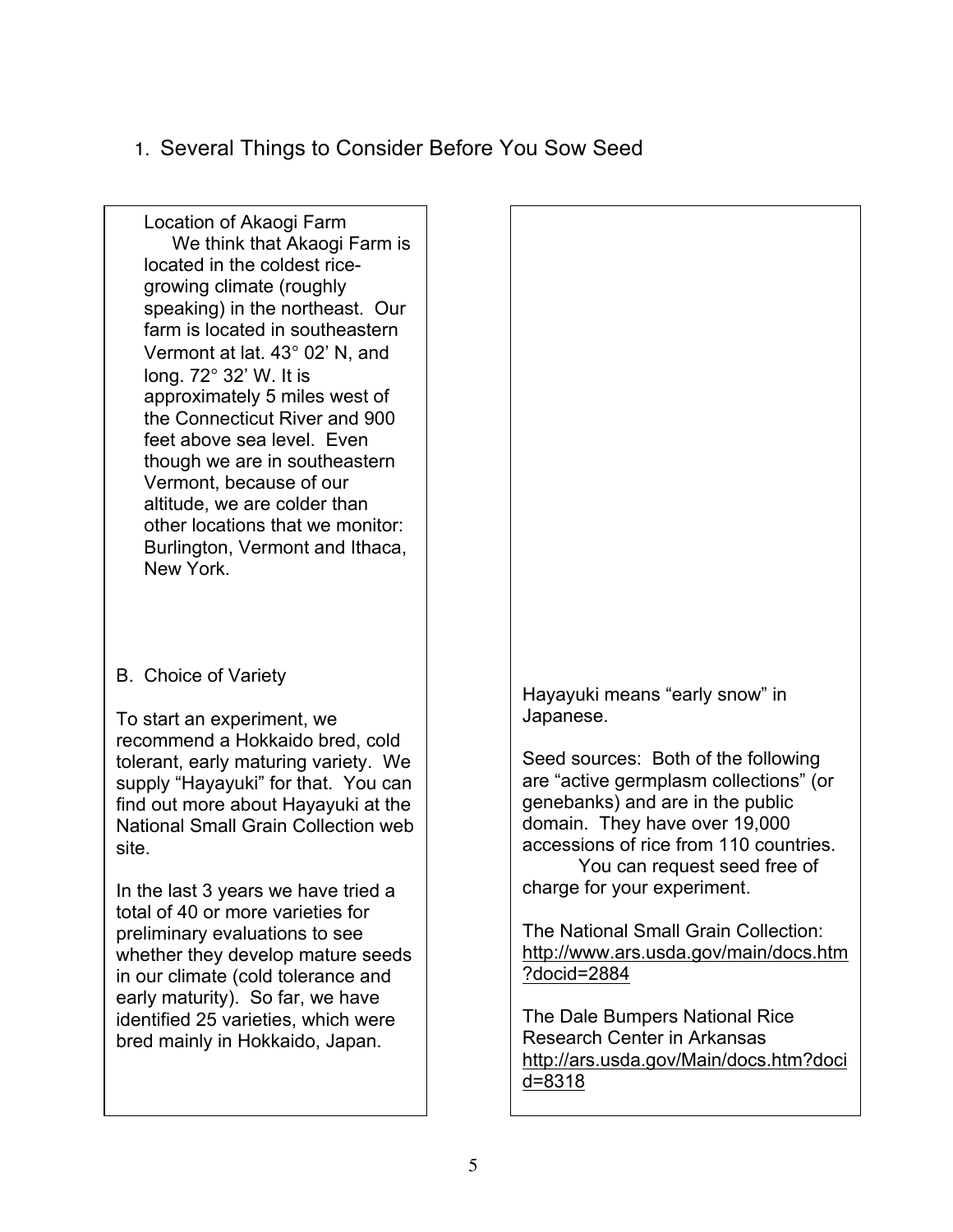## 1. Several Things to Consider Before You Sow Seed

Location of Akaogi Farm

We think that Akaogi Farm is located in the coldest rice-growing climate (roughly speaking) in the northeast. Our farm is located in southeastern Vermont at lat. 43° 02' N, and long. 72° 32' W. It is approximately 5 miles west of the Connecticut River and 900 feet above sea level. Even though we are in southeastern Vermont, because of our altitude, we are colder than other locations that we monitor: Burlington, Vermont and Ithaca, New York.

### B. Choice of Variety

To start an experiment, we recommend a Hokkaido bred, cold tolerant, early maturing variety. We supply "Hayayuki" for that. You can find out more about Hayayuki at the National Small Grain Collection web site.

In the last 3 years we have tried a total of 40 or more varieties for preliminary evaluations to see whether they develop mature seeds in our climate (cold tolerance and early maturity). So far, we have identified 25 varieties, which were bred mainly in Hokkaido, Japan.

Hayayuki means "early snow" in Japanese.

Seed sources: Both of the following are "active germplasm collections" (or genebanks) and are in the public domain. They have over 19,000 accessions of rice from 110 countries.

You can request seed free of charge for your experiment.

The National Small Grain Collection:
http://www.ars.usda.gov/main/docs.htm?docid=2884

The Dale Bumpers National Rice Research Center in Arkansas
http://ars.usda.gov/Main/docs.htm?docid=8318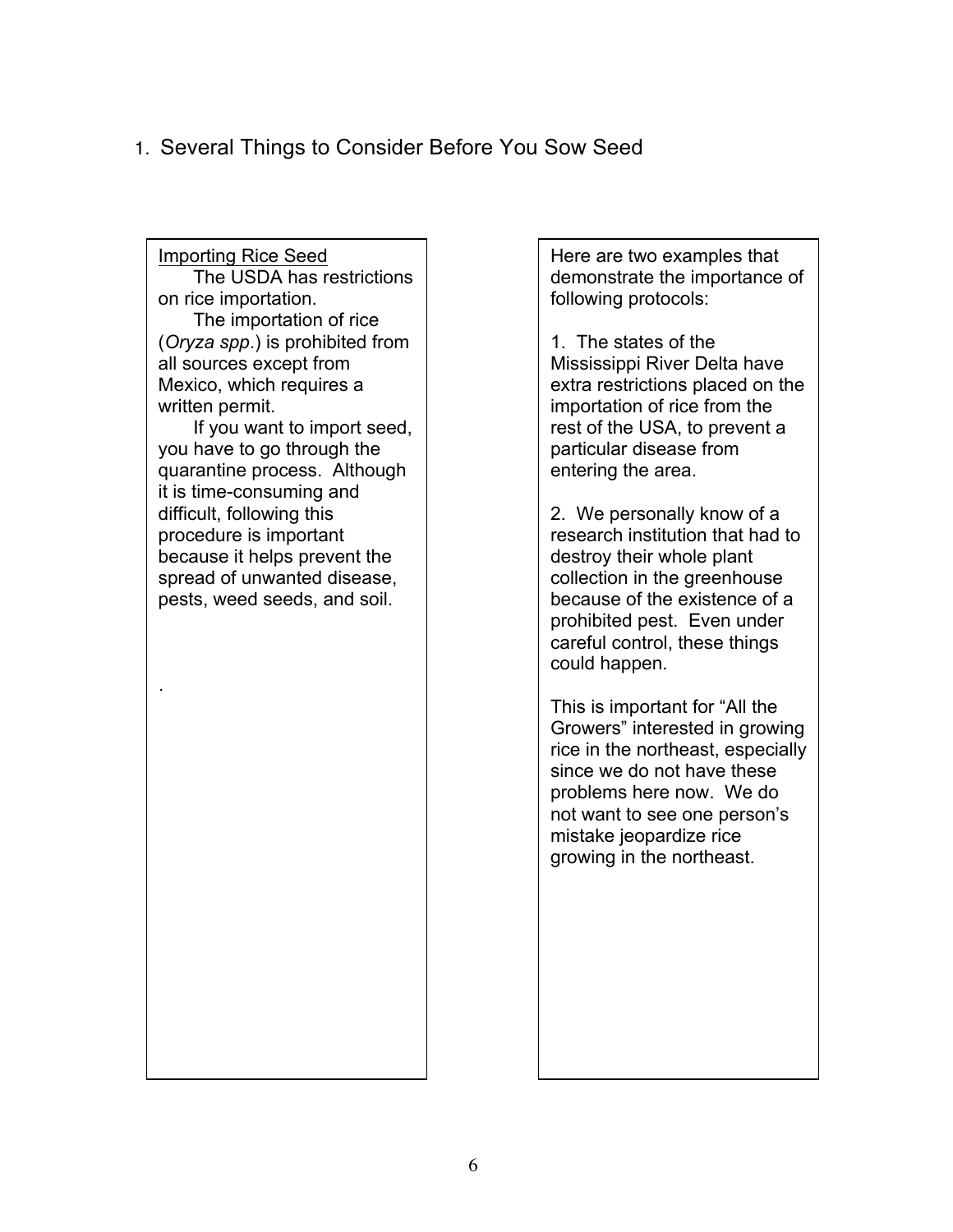1. Several Things to Consider Before You Sow Seed

Importing Rice Seed

The USDA has restrictions on rice importation.

The importation of rice (*Oryza spp*.) is prohibited from all sources except from Mexico, which requires a written permit.

If you want to import seed, you have to go through the quarantine process. Although it is time-consuming and difficult, following this procedure is important because it helps prevent the spread of unwanted disease, pests, weed seeds, and soil.

.

Here are two examples that demonstrate the importance of following protocols:

1. The states of the Mississippi River Delta have extra restrictions placed on the importation of rice from the rest of the USA, to prevent a particular disease from entering the area.

2. We personally know of a research institution that had to destroy their whole plant collection in the greenhouse because of the existence of a prohibited pest. Even under careful control, these things could happen.

This is important for "All the Growers" interested in growing rice in the northeast, especially since we do not have these problems here now. We do not want to see one person's mistake jeopardize rice growing in the northeast.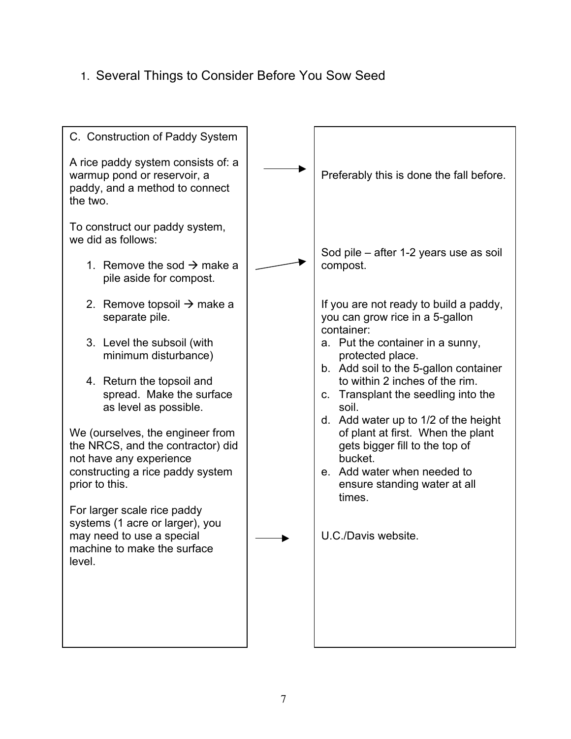1. Several Things to Consider Before You Sow Seed

C. Construction of Paddy System

A rice paddy system consists of: a warmup pond or reservoir, a paddy, and a method to connect the two.

→ Preferably this is done the fall before.

To construct our paddy system, we did as follows:

1. Remove the sod → make a pile aside for compost.
2. Remove topsoil → make a separate pile.
3. Level the subsoil (with minimum disturbance)
4. Return the topsoil and spread. Make the surface as level as possible.

→ Sod pile – after 1-2 years use as soil compost.

If you are not ready to build a paddy, you can grow rice in a 5-gallon container:

a. Put the container in a sunny, protected place.
b. Add soil to the 5-gallon container to within 2 inches of the rim.
c. Transplant the seedling into the soil.
d. Add water up to 1/2 of the height of plant at first. When the plant gets bigger fill to the top of bucket.
e. Add water when needed to ensure standing water at all times.

We (ourselves, the engineer from the NRCS, and the contractor) did not have any experience constructing a rice paddy system prior to this.

For larger scale rice paddy systems (1 acre or larger), you may need to use a special machine to make the surface level.

→ U.C./Davis website.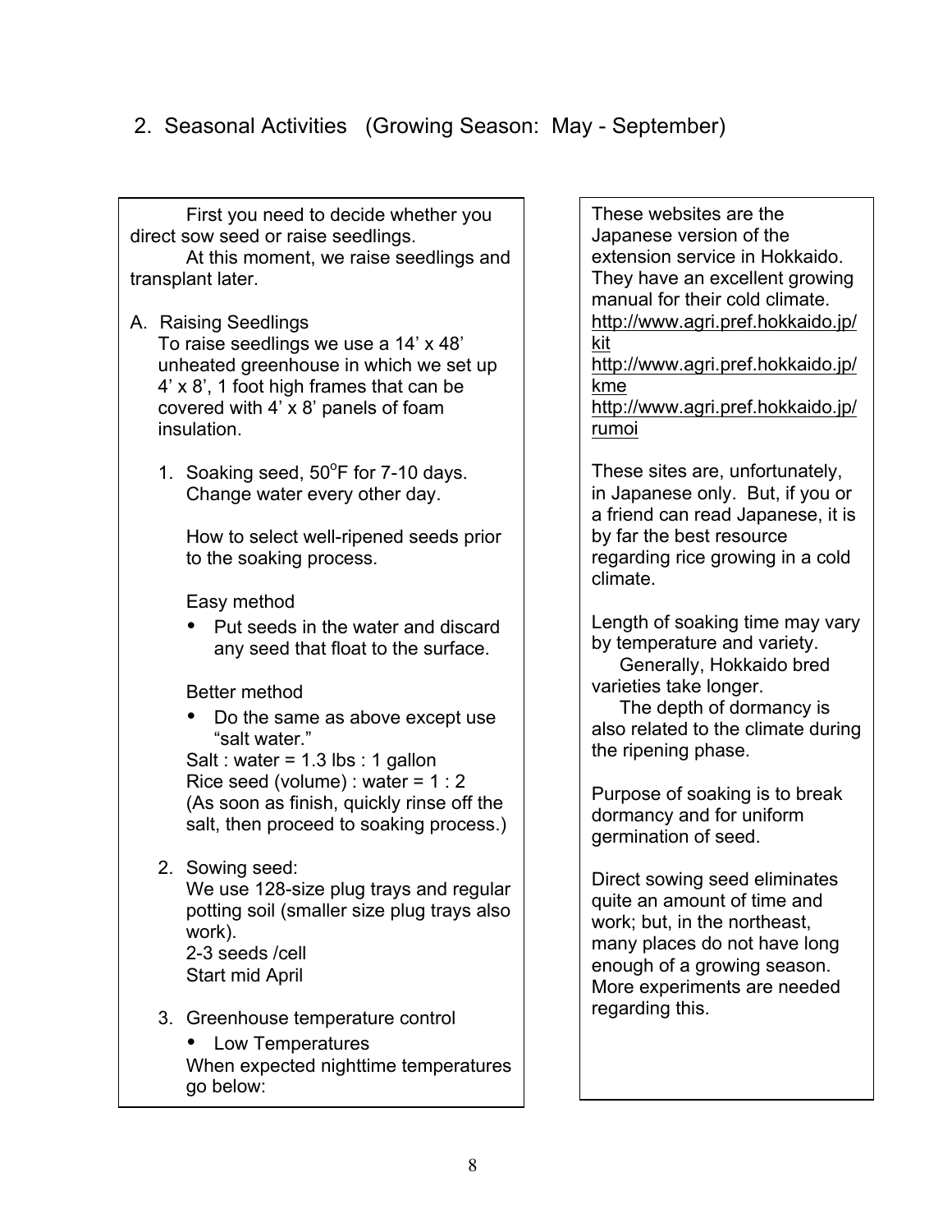## 2. Seasonal Activities (Growing Season: May - September)

First you need to decide whether you direct sow seed or raise seedlings.

At this moment, we raise seedlings and transplant later.

A. Raising Seedlings

To raise seedlings we use a 14' x 48' unheated greenhouse in which we set up 4' x 8', 1 foot high frames that can be covered with 4' x 8' panels of foam insulation.

1. Soaking seed, 50°F for 7-10 days. Change water every other day.

   How to select well-ripened seeds prior to the soaking process.

   Easy method

   - Put seeds in the water and discard any seed that float to the surface.

   Better method

   - Do the same as above except use "salt water."

   Salt : water = 1.3 lbs : 1 gallon
   Rice seed (volume) : water = 1 : 2
   (As soon as finish, quickly rinse off the salt, then proceed to soaking process.)

2. Sowing seed:
   We use 128-size plug trays and regular potting soil (smaller size plug trays also work).
   2-3 seeds /cell
   Start mid April

3. Greenhouse temperature control

   - Low Temperatures

   When expected nighttime temperatures go below:

These websites are the Japanese version of the extension service in Hokkaido. They have an excellent growing manual for their cold climate.
http://www.agri.pref.hokkaido.jp/kit
http://www.agri.pref.hokkaido.jp/kme
http://www.agri.pref.hokkaido.jp/rumoi

These sites are, unfortunately, in Japanese only. But, if you or a friend can read Japanese, it is by far the best resource regarding rice growing in a cold climate.

Length of soaking time may vary by temperature and variety.
Generally, Hokkaido bred varieties take longer.
The depth of dormancy is also related to the climate during the ripening phase.

Purpose of soaking is to break dormancy and for uniform germination of seed.

Direct sowing seed eliminates quite an amount of time and work; but, in the northeast, many places do not have long enough of a growing season. More experiments are needed regarding this.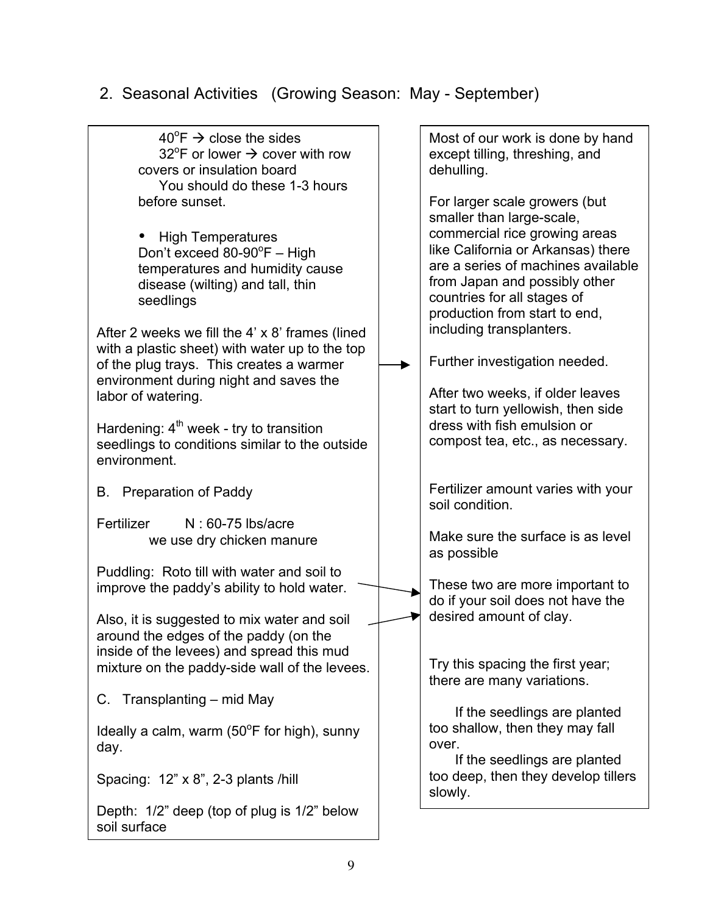## 2. Seasonal Activities (Growing Season: May - September)

40$^{o}$F → close the sides

32$^{o}$F or lower → cover with row covers or insulation board

You should do these 1-3 hours before sunset.

- High Temperatures

Don't exceed 80-90$^{o}$F – High temperatures and humidity cause disease (wilting) and tall, thin seedlings

After 2 weeks we fill the 4' x 8' frames (lined with a plastic sheet) with water up to the top of the plug trays. This creates a warmer environment during night and saves the labor of watering.

Hardening: 4$^{th}$ week - try to transition seedlings to conditions similar to the outside environment.

B. Preparation of Paddy

Fertilizer N : 60-75 lbs/acre
we use dry chicken manure

Puddling: Roto till with water and soil to improve the paddy's ability to hold water.

Also, it is suggested to mix water and soil around the edges of the paddy (on the inside of the levees) and spread this mud mixture on the paddy-side wall of the levees.

C. Transplanting – mid May

Ideally a calm, warm (50$^{o}$F for high), sunny day.

Spacing: 12" x 8", 2-3 plants /hill

Depth: 1/2" deep (top of plug is 1/2" below soil surface

---

Most of our work is done by hand except tilling, threshing, and dehulling.

For larger scale growers (but smaller than large-scale, commercial rice growing areas like California or Arkansas) there are a series of machines available from Japan and possibly other countries for all stages of production from start to end, including transplanters.

Further investigation needed.

After two weeks, if older leaves start to turn yellowish, then side dress with fish emulsion or compost tea, etc., as necessary.

Fertilizer amount varies with your soil condition.

Make sure the surface is as level as possible

These two are more important to do if your soil does not have the desired amount of clay.

Try this spacing the first year; there are many variations.

If the seedlings are planted too shallow, then they may fall over.

If the seedlings are planted too deep, then they develop tillers slowly.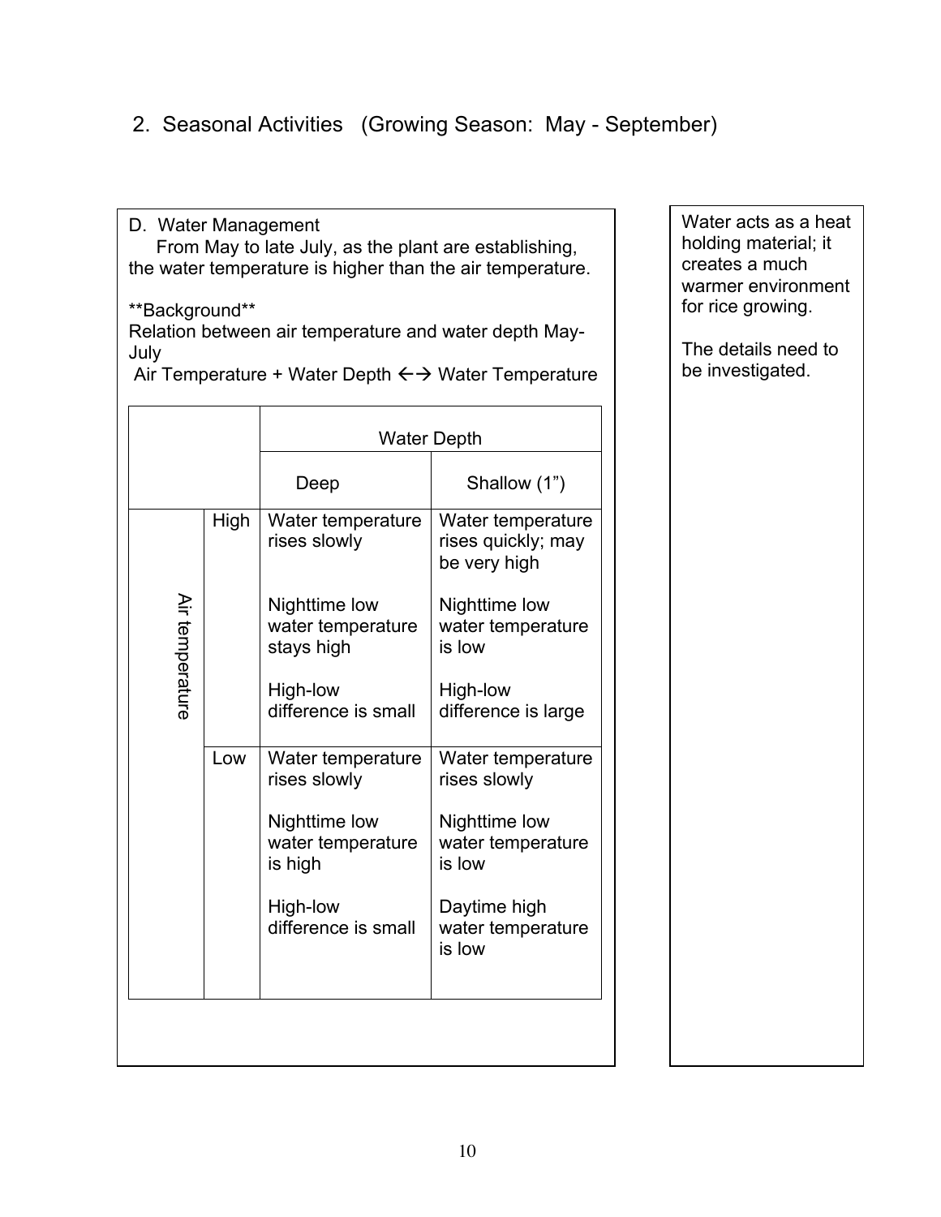## 2. Seasonal Activities (Growing Season: May - September)

D. Water Management

From May to late July, as the plant are establishing, the water temperature is higher than the air temperature.

**Background**

Relation between air temperature and water depth May-July

Air Temperature + Water Depth ←→ Water Temperature

| | | Water Depth | |
|---|---|---|---|
| | | Deep | Shallow (1") |
| Air temperature | High | Water temperature rises slowly<br><br>Nighttime low water temperature stays high<br><br>High-low difference is small | Water temperature rises quickly; may be very high<br><br>Nighttime low water temperature is low<br><br>High-low difference is large |
| | Low | Water temperature rises slowly<br><br>Nighttime low water temperature is high<br><br>High-low difference is small | Water temperature rises slowly<br><br>Nighttime low water temperature is low<br><br>Daytime high water temperature is low |

Water acts as a heat holding material; it creates a much warmer environment for rice growing.

The details need to be investigated.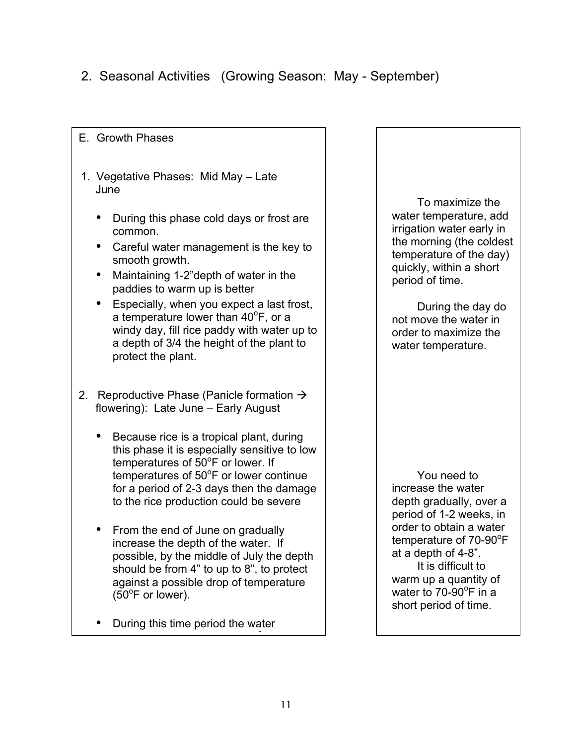## 2. Seasonal Activities (Growing Season: May - September)

### E. Growth Phases

1. Vegetative Phases: Mid May – Late June

   - During this phase cold days or frost are common.
   - Careful water management is the key to smooth growth.
   - Maintaining 1-2”depth of water in the paddies to warm up is better
   - Especially, when you expect a last frost, a temperature lower than 40°F, or a windy day, fill rice paddy with water up to a depth of 3/4 the height of the plant to protect the plant.

   To maximize the water temperature, add irrigation water early in the morning (the coldest temperature of the day) quickly, within a short period of time.

   During the day do not move the water in order to maximize the water temperature.

2. Reproductive Phase (Panicle formation → flowering): Late June – Early August

   - Because rice is a tropical plant, during this phase it is especially sensitive to low temperatures of 50°F or lower. If temperatures of 50°F or lower continue for a period of 2-3 days then the damage to the rice production could be severe
   - From the end of June on gradually increase the depth of the water. If possible, by the middle of July the depth should be from 4” to up to 8”, to protect against a possible drop of temperature (50°F or lower).
   - During this time period the water

   You need to increase the water depth gradually, over a period of 1-2 weeks, in order to obtain a water temperature of 70-90°F at a depth of 4-8”.

   It is difficult to warm up a quantity of water to 70-90°F in a short period of time.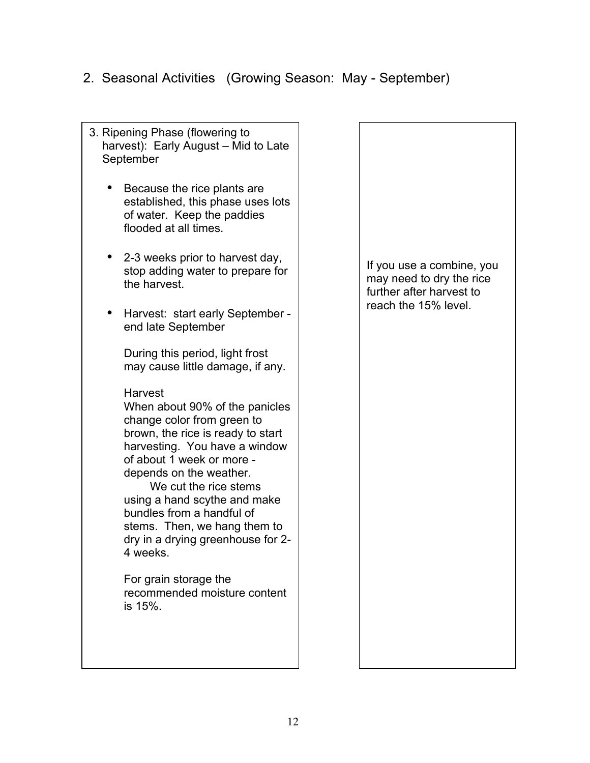## 2. Seasonal Activities (Growing Season: May - September)

3. Ripening Phase (flowering to harvest): Early August – Mid to Late September

   - Because the rice plants are established, this phase uses lots of water. Keep the paddies flooded at all times.

   - 2-3 weeks prior to harvest day, stop adding water to prepare for the harvest.

   - Harvest: start early September - end late September

     During this period, light frost may cause little damage, if any.

     Harvest
     When about 90% of the panicles change color from green to brown, the rice is ready to start harvesting. You have a window of about 1 week or more - depends on the weather.
     We cut the rice stems using a hand scythe and make bundles from a handful of stems. Then, we hang them to dry in a drying greenhouse for 2-4 weeks.

     For grain storage the recommended moisture content is 15%.

If you use a combine, you may need to dry the rice further after harvest to reach the 15% level.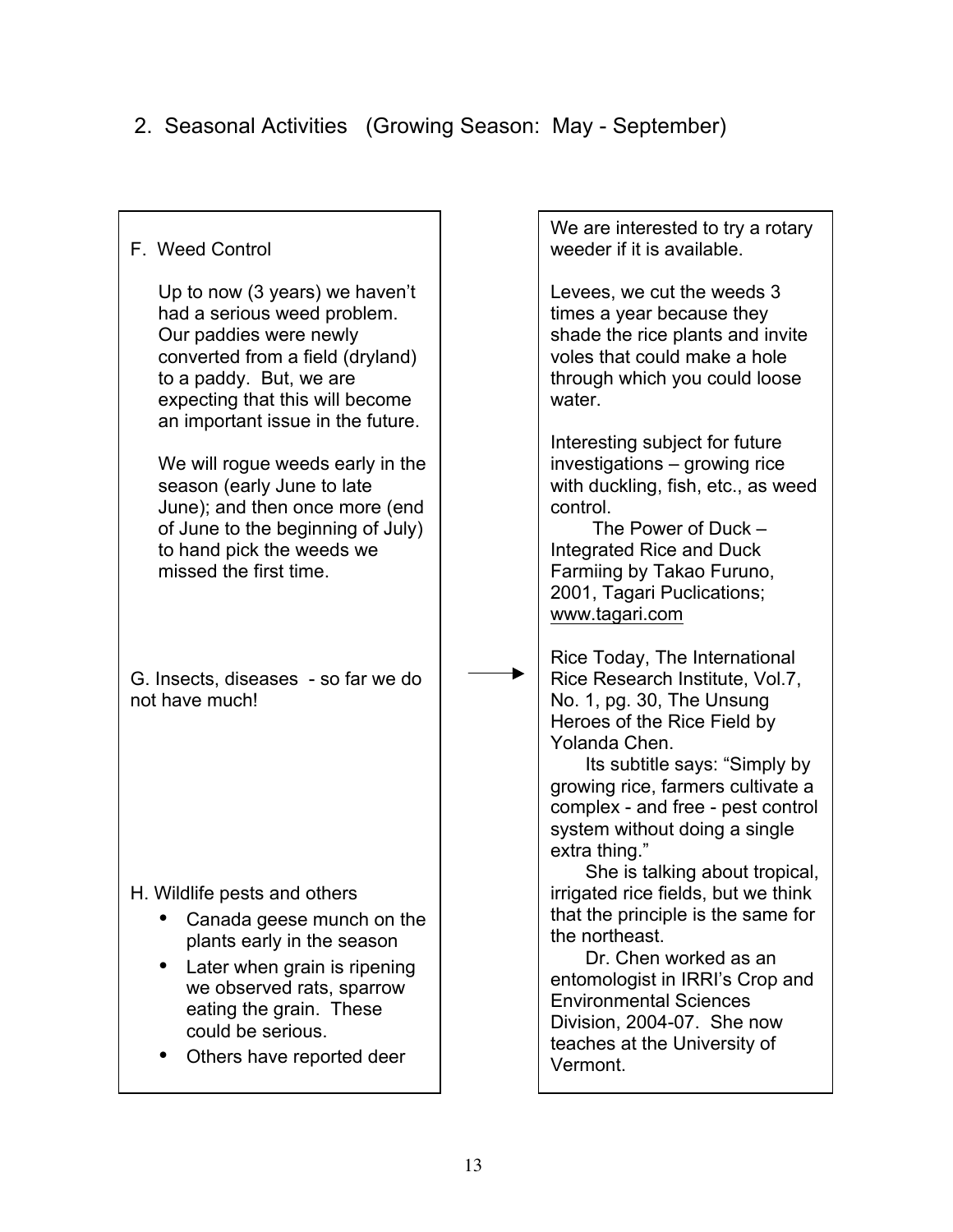## 2. Seasonal Activities (Growing Season: May - September)

F. Weed Control

Up to now (3 years) we haven't had a serious weed problem. Our paddies were newly converted from a field (dryland) to a paddy. But, we are expecting that this will become an important issue in the future.

We will rogue weeds early in the season (early June to late June); and then once more (end of June to the beginning of July) to hand pick the weeds we missed the first time.

We are interested to try a rotary weeder if it is available.

Levees, we cut the weeds 3 times a year because they shade the rice plants and invite voles that could make a hole through which you could loose water.

Interesting subject for future investigations – growing rice with duckling, fish, etc., as weed control.

The Power of Duck – Integrated Rice and Duck Farmiing by Takao Furuno, 2001, Tagari Puclications; www.tagari.com

G. Insects, diseases - so far we do not have much!

→ Rice Today, The International Rice Research Institute, Vol.7, No. 1, pg. 30, The Unsung Heroes of the Rice Field by Yolanda Chen.

Its subtitle says: "Simply by growing rice, farmers cultivate a complex - and free - pest control system without doing a single extra thing."

She is talking about tropical, irrigated rice fields, but we think that the principle is the same for the northeast.

Dr. Chen worked as an entomologist in IRRI's Crop and Environmental Sciences Division, 2004-07. She now teaches at the University of Vermont.

H. Wildlife pests and others

- Canada geese munch on the plants early in the season
- Later when grain is ripening we observed rats, sparrow eating the grain. These could be serious.
- Others have reported deer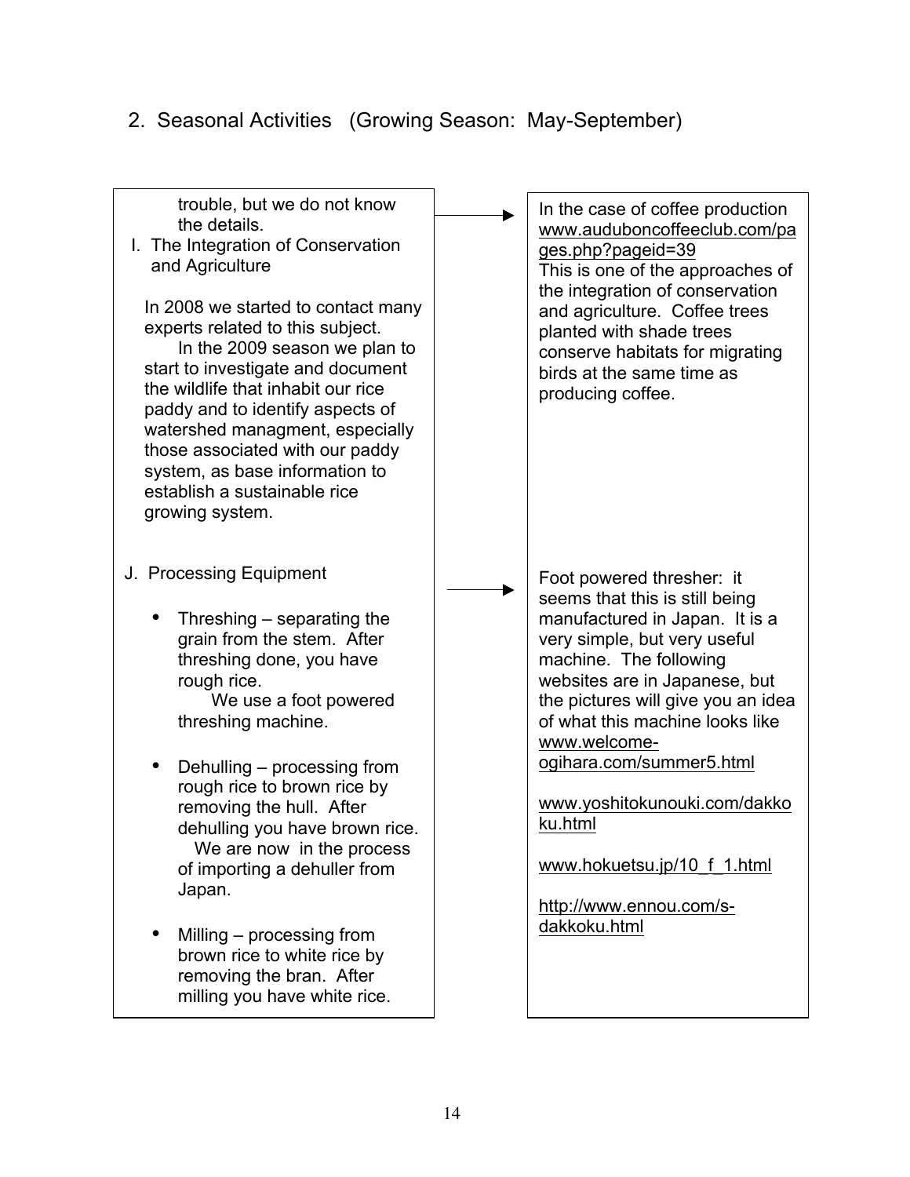## 2. Seasonal Activities (Growing Season: May-September)

trouble, but we do not know the details.

I. The Integration of Conservation and Agriculture

In 2008 we started to contact many experts related to this subject.

In the 2009 season we plan to start to investigate and document the wildlife that inhabit our rice paddy and to identify aspects of watershed managment, especially those associated with our paddy system, as base information to establish a sustainable rice growing system.

→ In the case of coffee production www.auduboncoffeeclub.com/pages.php?pageid=39
This is one of the approaches of the integration of conservation and agriculture. Coffee trees planted with shade trees conserve habitats for migrating birds at the same time as producing coffee.

J. Processing Equipment

- Threshing – separating the grain from the stem. After threshing done, you have rough rice.
  We use a foot powered threshing machine.
- Dehulling – processing from rough rice to brown rice by removing the hull. After dehulling you have brown rice.
  We are now in the process of importing a dehuller from Japan.
- Milling – processing from brown rice to white rice by removing the bran. After milling you have white rice.

→ Foot powered thresher: it seems that this is still being manufactured in Japan. It is a very simple, but very useful machine. The following websites are in Japanese, but the pictures will give you an idea of what this machine looks like
www.welcome-ogihara.com/summer5.html

www.yoshitokunouki.com/dakkoku.html

www.hokuetsu.jp/10_f_1.html

http://www.ennou.com/s-dakkoku.html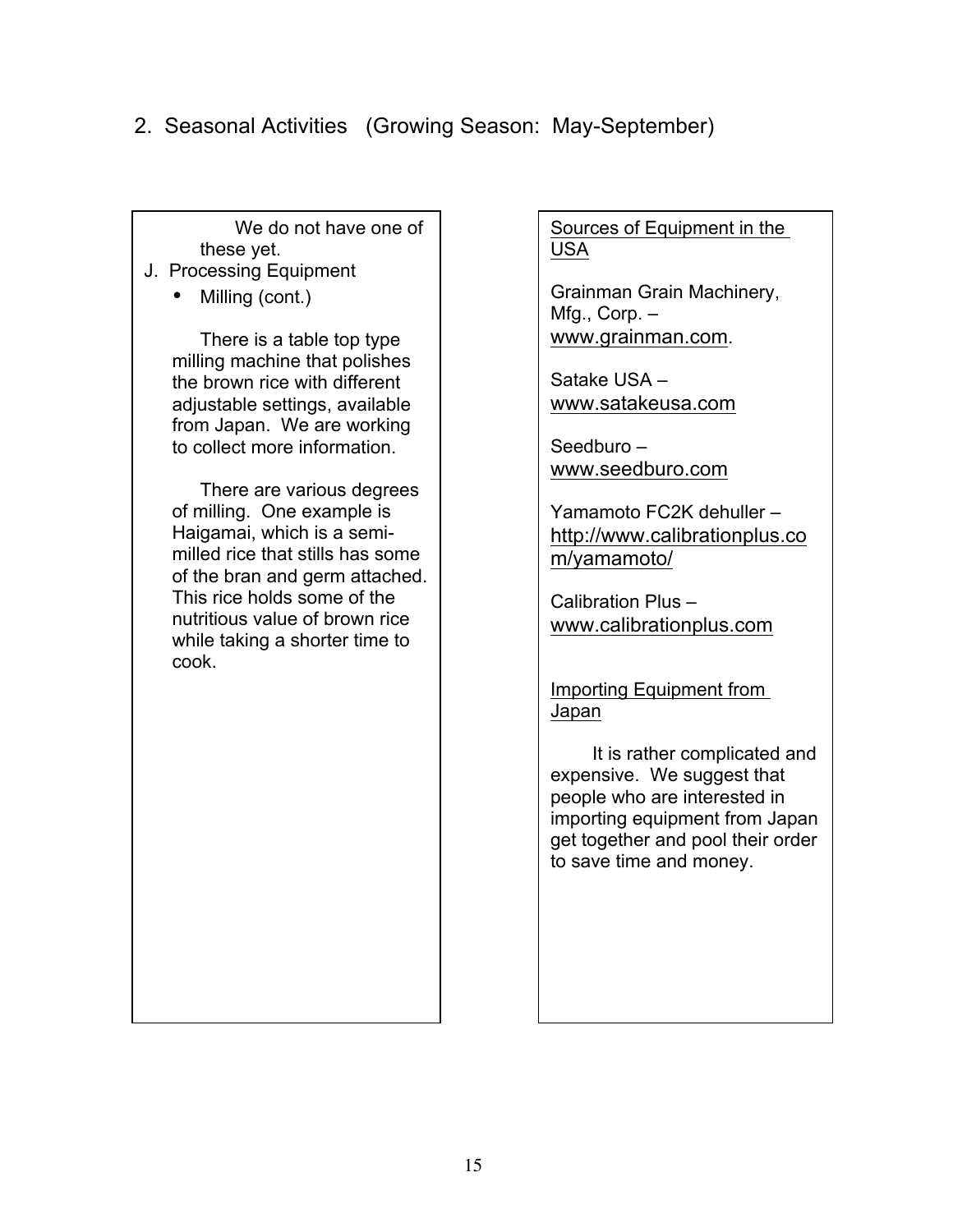## 2. Seasonal Activities (Growing Season: May-September)

We do not have one of these yet.

J. Processing Equipment

- Milling (cont.)

There is a table top type milling machine that polishes the brown rice with different adjustable settings, available from Japan. We are working to collect more information.

There are various degrees of milling. One example is Haigamai, which is a semi-milled rice that stills has some of the bran and germ attached. This rice holds some of the nutritious value of brown rice while taking a shorter time to cook.

<u>Sources of Equipment in the USA</u>

Grainman Grain Machinery, Mfg., Corp. – www.grainman.com.

Satake USA – www.satakeusa.com

Seedburo – www.seedburo.com

Yamamoto FC2K dehuller – http://www.calibrationplus.com/yamamoto/

Calibration Plus – www.calibrationplus.com

<u>Importing Equipment from Japan</u>

It is rather complicated and expensive. We suggest that people who are interested in importing equipment from Japan get together and pool their order to save time and money.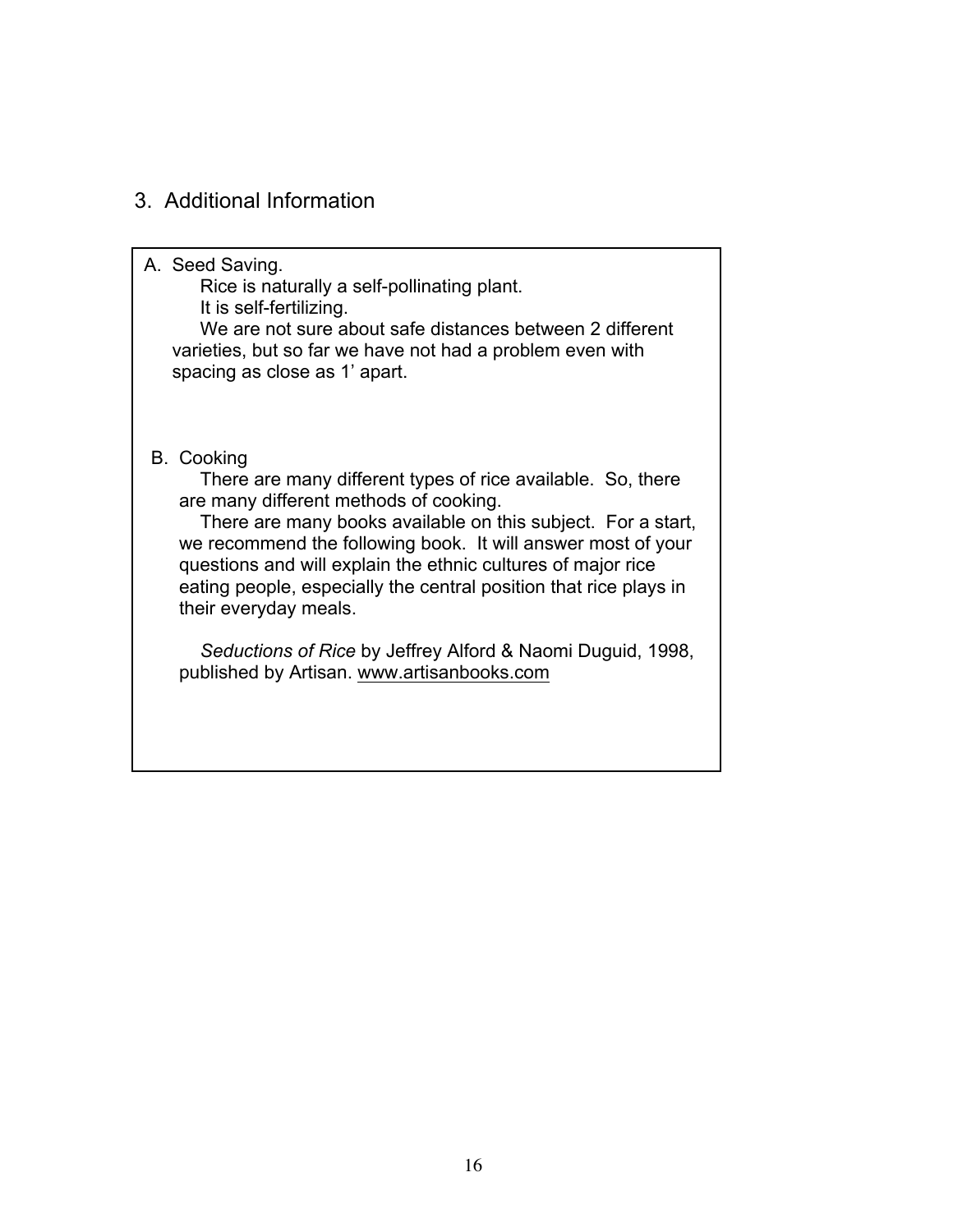## 3. Additional Information

A. Seed Saving.

Rice is naturally a self-pollinating plant.

It is self-fertilizing.

We are not sure about safe distances between 2 different varieties, but so far we have not had a problem even with spacing as close as 1' apart.

B. Cooking

There are many different types of rice available. So, there are many different methods of cooking.

There are many books available on this subject. For a start, we recommend the following book. It will answer most of your questions and will explain the ethnic cultures of major rice eating people, especially the central position that rice plays in their everyday meals.

*Seductions of Rice* by Jeffrey Alford & Naomi Duguid, 1998, published by Artisan. www.artisanbooks.com